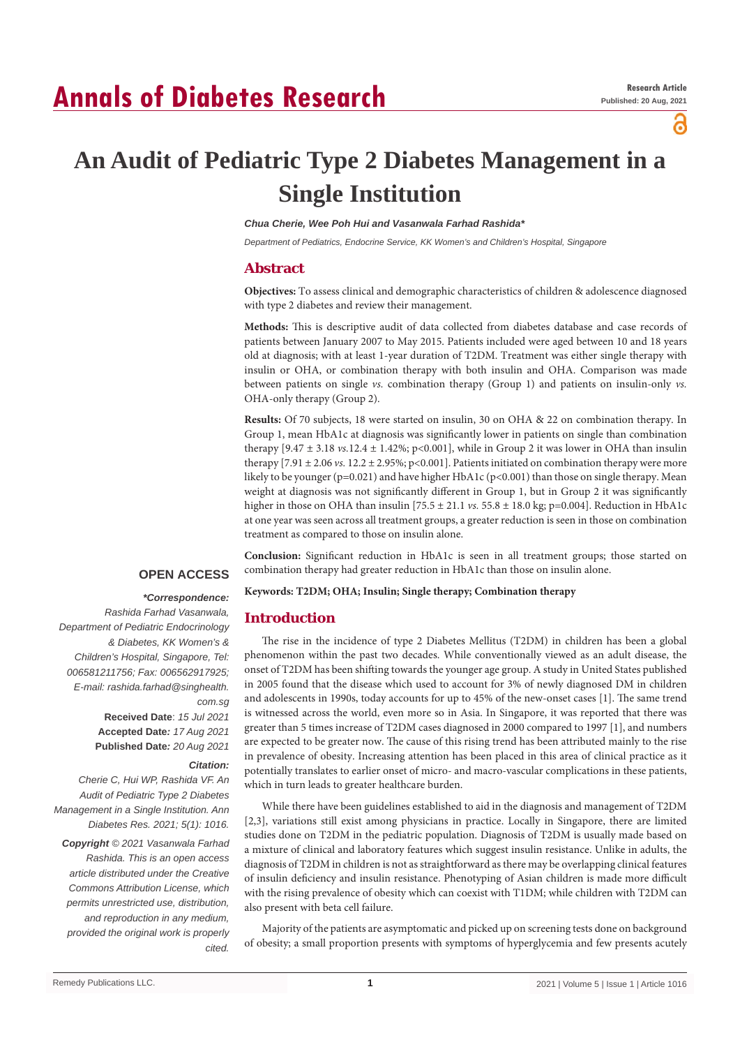# An Audit of Pediatric Type 2 Diabetes Management in a Single Institution

***Chua Cherie, Wee Poh Hui and Vasanwala Farhad Rashida****

*Department of Pediatrics, Endocrine Service, KK Women's and Children's Hospital, Singapore*

## Abstract

**Objectives:** To assess clinical and demographic characteristics of children & adolescence diagnosed with type 2 diabetes and review their management.

**Methods:** This is descriptive audit of data collected from diabetes database and case records of patients between January 2007 to May 2015. Patients included were aged between 10 and 18 years old at diagnosis; with at least 1-year duration of T2DM. Treatment was either single therapy with insulin or OHA, or combination therapy with both insulin and OHA. Comparison was made between patients on single *vs.* combination therapy (Group 1) and patients on insulin-only *vs.* OHA-only therapy (Group 2).

**Results:** Of 70 subjects, 18 were started on insulin, 30 on OHA & 22 on combination therapy. In Group 1, mean HbA1c at diagnosis was significantly lower in patients on single than combination therapy [9.47 ± 3.18 *vs.*12.4 ± 1.42%; p<0.001], while in Group 2 it was lower in OHA than insulin therapy [7.91 ± 2.06 *vs.* 12.2 ± 2.95%; p<0.001]. Patients initiated on combination therapy were more likely to be younger (p=0.021) and have higher HbA1c (p<0.001) than those on single therapy. Mean weight at diagnosis was not significantly different in Group 1, but in Group 2 it was significantly higher in those on OHA than insulin [75.5 ± 21.1 *vs.* 55.8 ± 18.0 kg; p=0.004]. Reduction in HbA1c at one year was seen across all treatment groups, a greater reduction is seen in those on combination treatment as compared to those on insulin alone.

**Conclusion:** Significant reduction in HbA1c is seen in all treatment groups; those started on combination therapy had greater reduction in HbA1c than those on insulin alone.

**Keywords: T2DM; OHA; Insulin; Single therapy; Combination therapy**

**OPEN ACCESS**

***Correspondence:**

*Rashida Farhad Vasanwala, Department of Pediatric Endocrinology & Diabetes, KK Women's & Children's Hospital, Singapore, Tel: 006581211756; Fax: 006562917925; E-mail: rashida.farhad@singhealth.com.sg*

**Received Date**: *15 Jul 2021*

**Accepted Date**: *17 Aug 2021*

**Published Date**: *20 Aug 2021*

***Citation:***

*Cherie C, Hui WP, Rashida VF. An Audit of Pediatric Type 2 Diabetes Management in a Single Institution. Ann Diabetes Res. 2021; 5(1): 1016.*

***Copyright** © 2021 Vasanwala Farhad Rashida. This is an open access article distributed under the Creative Commons Attribution License, which permits unrestricted use, distribution, and reproduction in any medium, provided the original work is properly cited.*

## Introduction

The rise in the incidence of type 2 Diabetes Mellitus (T2DM) in children has been a global phenomenon within the past two decades. While conventionally viewed as an adult disease, the onset of T2DM has been shifting towards the younger age group. A study in United States published in 2005 found that the disease which used to account for 3% of newly diagnosed DM in children and adolescents in 1990s, today accounts for up to 45% of the new-onset cases [1]. The same trend is witnessed across the world, even more so in Asia. In Singapore, it was reported that there was greater than 5 times increase of T2DM cases diagnosed in 2000 compared to 1997 [1], and numbers are expected to be greater now. The cause of this rising trend has been attributed mainly to the rise in prevalence of obesity. Increasing attention has been placed in this area of clinical practice as it potentially translates to earlier onset of micro- and macro-vascular complications in these patients, which in turn leads to greater healthcare burden.

While there have been guidelines established to aid in the diagnosis and management of T2DM [2,3], variations still exist among physicians in practice. Locally in Singapore, there are limited studies done on T2DM in the pediatric population. Diagnosis of T2DM is usually made based on a mixture of clinical and laboratory features which suggest insulin resistance. Unlike in adults, the diagnosis of T2DM in children is not as straightforward as there may be overlapping clinical features of insulin deficiency and insulin resistance. Phenotyping of Asian children is made more difficult with the rising prevalence of obesity which can coexist with T1DM; while children with T2DM can also present with beta cell failure.

Majority of the patients are asymptomatic and picked up on screening tests done on background of obesity; a small proportion presents with symptoms of hyperglycemia and few presents acutely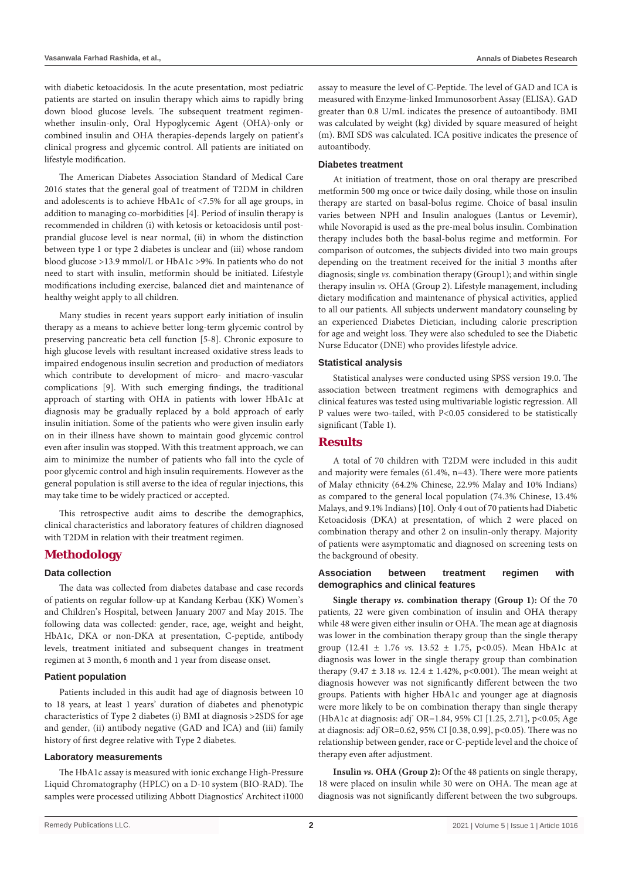with diabetic ketoacidosis. In the acute presentation, most pediatric patients are started on insulin therapy which aims to rapidly bring down blood glucose levels. The subsequent treatment regimen-whether insulin-only, Oral Hypoglycemic Agent (OHA)-only or combined insulin and OHA therapies-depends largely on patient's clinical progress and glycemic control. All patients are initiated on lifestyle modification.

The American Diabetes Association Standard of Medical Care 2016 states that the general goal of treatment of T2DM in children and adolescents is to achieve HbA1c of <7.5% for all age groups, in addition to managing co-morbidities [4]. Period of insulin therapy is recommended in children (i) with ketosis or ketoacidosis until post-prandial glucose level is near normal, (ii) in whom the distinction between type 1 or type 2 diabetes is unclear and (iii) whose random blood glucose >13.9 mmol/L or HbA1c >9%. In patients who do not need to start with insulin, metformin should be initiated. Lifestyle modifications including exercise, balanced diet and maintenance of healthy weight apply to all children.

Many studies in recent years support early initiation of insulin therapy as a means to achieve better long-term glycemic control by preserving pancreatic beta cell function [5-8]. Chronic exposure to high glucose levels with resultant increased oxidative stress leads to impaired endogenous insulin secretion and production of mediators which contribute to development of micro- and macro-vascular complications [9]. With such emerging findings, the traditional approach of starting with OHA in patients with lower HbA1c at diagnosis may be gradually replaced by a bold approach of early insulin initiation. Some of the patients who were given insulin early on in their illness have shown to maintain good glycemic control even after insulin was stopped. With this treatment approach, we can aim to minimize the number of patients who fall into the cycle of poor glycemic control and high insulin requirements. However as the general population is still averse to the idea of regular injections, this may take time to be widely practiced or accepted.

This retrospective audit aims to describe the demographics, clinical characteristics and laboratory features of children diagnosed with T2DM in relation with their treatment regimen.

## Methodology

### Data collection

The data was collected from diabetes database and case records of patients on regular follow-up at Kandang Kerbau (KK) Women's and Children's Hospital, between January 2007 and May 2015. The following data was collected: gender, race, age, weight and height, HbA1c, DKA or non-DKA at presentation, C-peptide, antibody levels, treatment initiated and subsequent changes in treatment regimen at 3 month, 6 month and 1 year from disease onset.

### Patient population

Patients included in this audit had age of diagnosis between 10 to 18 years, at least 1 years' duration of diabetes and phenotypic characteristics of Type 2 diabetes (i) BMI at diagnosis >2SDS for age and gender, (ii) antibody negative (GAD and ICA) and (iii) family history of first degree relative with Type 2 diabetes.

### Laboratory measurements

The HbA1c assay is measured with ionic exchange High-Pressure Liquid Chromatography (HPLC) on a D-10 system (BIO-RAD). The samples were processed utilizing Abbott Diagnostics' Architect i1000 assay to measure the level of C-Peptide. The level of GAD and ICA is measured with Enzyme-linked Immunosorbent Assay (ELISA). GAD greater than 0.8 U/mL indicates the presence of autoantibody. BMI was calculated by weight (kg) divided by square measured of height (m). BMI SDS was calculated. ICA positive indicates the presence of autoantibody.

### Diabetes treatment

At initiation of treatment, those on oral therapy are prescribed metformin 500 mg once or twice daily dosing, while those on insulin therapy are started on basal-bolus regime. Choice of basal insulin varies between NPH and Insulin analogues (Lantus or Levemir), while Novorapid is used as the pre-meal bolus insulin. Combination therapy includes both the basal-bolus regime and metformin. For comparison of outcomes, the subjects divided into two main groups depending on the treatment received for the initial 3 months after diagnosis; single *vs.* combination therapy (Group1); and within single therapy insulin *vs.* OHA (Group 2). Lifestyle management, including dietary modification and maintenance of physical activities, applied to all our patients. All subjects underwent mandatory counseling by an experienced Diabetes Dietician, including calorie prescription for age and weight loss. They were also scheduled to see the Diabetic Nurse Educator (DNE) who provides lifestyle advice.

### Statistical analysis

Statistical analyses were conducted using SPSS version 19.0. The association between treatment regimens with demographics and clinical features was tested using multivariable logistic regression. All P values were two-tailed, with P<0.05 considered to be statistically significant (Table 1).

## Results

A total of 70 children with T2DM were included in this audit and majority were females (61.4%, n=43). There were more patients of Malay ethnicity (64.2% Chinese, 22.9% Malay and 10% Indians) as compared to the general local population (74.3% Chinese, 13.4% Malays, and 9.1% Indians) [10]. Only 4 out of 70 patients had Diabetic Ketoacidosis (DKA) at presentation, of which 2 were placed on combination therapy and other 2 on insulin-only therapy. Majority of patients were asymptomatic and diagnosed on screening tests on the background of obesity.

### Association between treatment regimen with demographics and clinical features

**Single therapy *vs.* combination therapy (Group 1):** Of the 70 patients, 22 were given combination of insulin and OHA therapy while 48 were given either insulin or OHA. The mean age at diagnosis was lower in the combination therapy group than the single therapy group (12.41 ± 1.76 *vs.* 13.52 ± 1.75, p<0.05). Mean HbA1c at diagnosis was lower in the single therapy group than combination therapy (9.47 ± 3.18 *vs.* 12.4 ± 1.42%, p<0.001). The mean weight at diagnosis however was not significantly different between the two groups. Patients with higher HbA1c and younger age at diagnosis were more likely to be on combination therapy than single therapy (HbA1c at diagnosis: adj* OR=1.84, 95% CI [1.25, 2.71], p<0.05; Age at diagnosis: adj* OR=0.62, 95% CI [0.38, 0.99], p<0.05). There was no relationship between gender, race or C-peptide level and the choice of therapy even after adjustment.

**Insulin *vs.* OHA (Group 2):** Of the 48 patients on single therapy, 18 were placed on insulin while 30 were on OHA. The mean age at diagnosis was not significantly different between the two subgroups.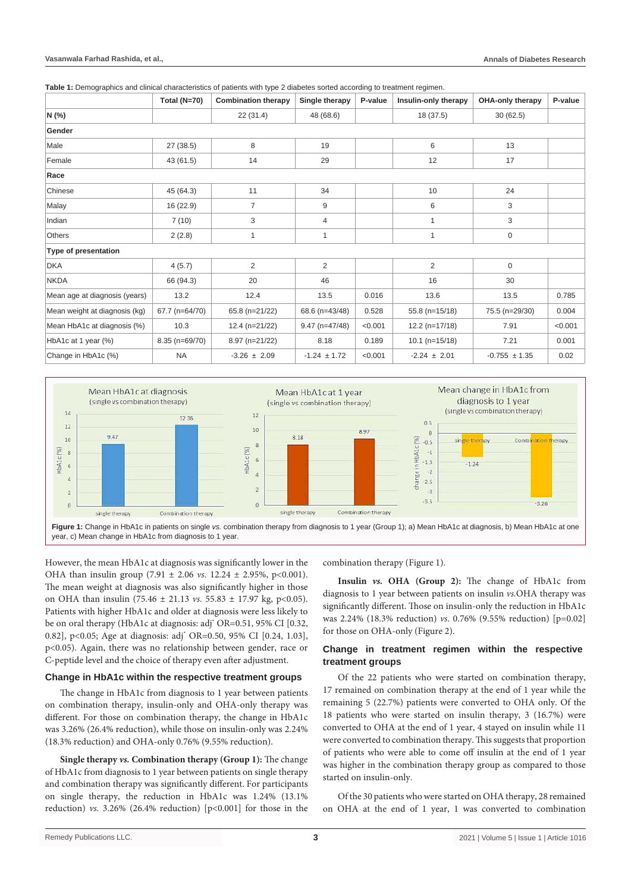**Table 1:** Demographics and clinical characteristics of patients with type 2 diabetes sorted according to treatment regimen.

| | Total (N=70) | Combination therapy | Single therapy | P-value | Insulin-only therapy | OHA-only therapy | P-value |
|---|---|---|---|---|---|---|---|
| **N (%)** | | 22 (31.4) | 48 (68.6) | | 18 (37.5) | 30 (62.5) | |
| **Gender** | | | | | | | |
| Male | 27 (38.5) | 8 | 19 | | 6 | 13 | |
| Female | 43 (61.5) | 14 | 29 | | 12 | 17 | |
| **Race** | | | | | | | |
| Chinese | 45 (64.3) | 11 | 34 | | 10 | 24 | |
| Malay | 16 (22.9) | 7 | 9 | | 6 | 3 | |
| Indian | 7 (10) | 3 | 4 | | 1 | 3 | |
| Others | 2 (2.8) | 1 | 1 | | 1 | 0 | |
| **Type of presentation** | | | | | | | |
| DKA | 4 (5.7) | 2 | 2 | | 2 | 0 | |
| NKDA | 66 (94.3) | 20 | 46 | | 16 | 30 | |
| Mean age at diagnosis (years) | 13.2 | 12.4 | 13.5 | 0.016 | 13.6 | 13.5 | 0.785 |
| Mean weight at diagnosis (kg) | 67.7 (n=64/70) | 65.8 (n=21/22) | 68.6 (n=43/48) | 0.528 | 55.8 (n=15/18) | 75.5 (n=29/30) | 0.004 |
| Mean HbA1c at diagnosis (%) | 10.3 | 12.4 (n=21/22) | 9.47 (n=47/48) | <0.001 | 12.2 (n=17/18) | 7.91 | <0.001 |
| HbA1c at 1 year (%) | 8.35 (n=69/70) | 8.97 (n=21/22) | 8.18 | 0.189 | 10.1 (n=15/18) | 7.21 | 0.001 |
| Change in HbA1c (%) | NA | -3.26 ± 2.09 | -1.24 ± 1.72 | <0.001 | -2.24 ± 2.01 | -0.755 ± 1.35 | 0.02 |

**Figure 1:** Change in HbA1c in patients on single *vs.* combination therapy from diagnosis to 1 year (Group 1); a) Mean HbA1c at diagnosis, b) Mean HbA1c at one year, c) Mean change in HbA1c from diagnosis to 1 year.

However, the mean HbA1c at diagnosis was significantly lower in the OHA than insulin group (7.91 ± 2.06 *vs.* 12.24 ± 2.95%, p<0.001). The mean weight at diagnosis was also significantly higher in those on OHA than insulin (75.46 ± 21.13 *vs.* 55.83 ± 17.97 kg, p<0.05). Patients with higher HbA1c and older at diagnosis were less likely to be on oral therapy (HbA1c at diagnosis: adj* OR=0.51, 95% CI [0.32, 0.82], p<0.05; Age at diagnosis: adj* OR=0.50, 95% CI [0.24, 1.03], p<0.05). Again, there was no relationship between gender, race or C-peptide level and the choice of therapy even after adjustment.

## Change in HbA1c within the respective treatment groups

The change in HbA1c from diagnosis to 1 year between patients on combination therapy, insulin-only and OHA-only therapy was different. For those on combination therapy, the change in HbA1c was 3.26% (26.4% reduction), while those on insulin-only was 2.24% (18.3% reduction) and OHA-only 0.76% (9.55% reduction).

**Single therapy *vs.* Combination therapy (Group 1):** The change of HbA1c from diagnosis to 1 year between patients on single therapy and combination therapy was significantly different. For participants on single therapy, the reduction in HbA1c was 1.24% (13.1% reduction) *vs.* 3.26% (26.4% reduction) [p<0.001] for those in the combination therapy (Figure 1).

**Insulin *vs.* OHA (Group 2):** The change of HbA1c from diagnosis to 1 year between patients on insulin *vs.*OHA therapy was significantly different. Those on insulin-only the reduction in HbA1c was 2.24% (18.3% reduction) *vs.* 0.76% (9.55% reduction) [p=0.02] for those on OHA-only (Figure 2).

## Change in treatment regimen within the respective treatment groups

Of the 22 patients who were started on combination therapy, 17 remained on combination therapy at the end of 1 year while the remaining 5 (22.7%) patients were converted to OHA only. Of the 18 patients who were started on insulin therapy, 3 (16.7%) were converted to OHA at the end of 1 year, 4 stayed on insulin while 11 were converted to combination therapy. This suggests that proportion of patients who were able to come off insulin at the end of 1 year was higher in the combination therapy group as compared to those started on insulin-only.

Of the 30 patients who were started on OHA therapy, 28 remained on OHA at the end of 1 year, 1 was converted to combination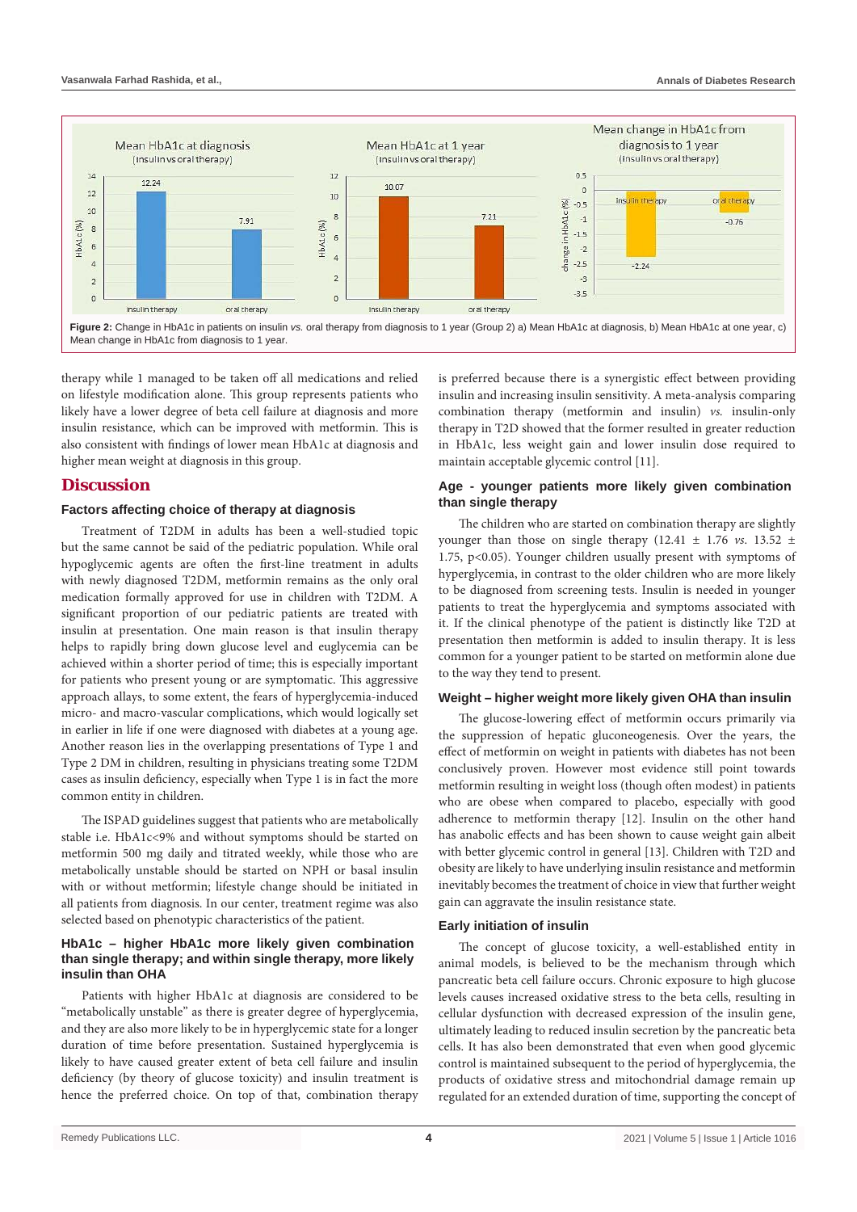Figure 2: Change in HbA1c in patients on insulin *vs.* oral therapy from diagnosis to 1 year (Group 2) a) Mean HbA1c at diagnosis, b) Mean HbA1c at one year, c) Mean change in HbA1c from diagnosis to 1 year.

therapy while 1 managed to be taken off all medications and relied on lifestyle modification alone. This group represents patients who likely have a lower degree of beta cell failure at diagnosis and more insulin resistance, which can be improved with metformin. This is also consistent with findings of lower mean HbA1c at diagnosis and higher mean weight at diagnosis in this group.

## Discussion

### Factors affecting choice of therapy at diagnosis

Treatment of T2DM in adults has been a well-studied topic but the same cannot be said of the pediatric population. While oral hypoglycemic agents are often the first-line treatment in adults with newly diagnosed T2DM, metformin remains as the only oral medication formally approved for use in children with T2DM. A significant proportion of our pediatric patients are treated with insulin at presentation. One main reason is that insulin therapy helps to rapidly bring down glucose level and euglycemia can be achieved within a shorter period of time; this is especially important for patients who present young or are symptomatic. This aggressive approach allays, to some extent, the fears of hyperglycemia-induced micro- and macro-vascular complications, which would logically set in earlier in life if one were diagnosed with diabetes at a young age. Another reason lies in the overlapping presentations of Type 1 and Type 2 DM in children, resulting in physicians treating some T2DM cases as insulin deficiency, especially when Type 1 is in fact the more common entity in children.

The ISPAD guidelines suggest that patients who are metabolically stable i.e. HbA1c<9% and without symptoms should be started on metformin 500 mg daily and titrated weekly, while those who are metabolically unstable should be started on NPH or basal insulin with or without metformin; lifestyle change should be initiated in all patients from diagnosis. In our center, treatment regime was also selected based on phenotypic characteristics of the patient.

### HbA1c – higher HbA1c more likely given combination than single therapy; and within single therapy, more likely insulin than OHA

Patients with higher HbA1c at diagnosis are considered to be "metabolically unstable" as there is greater degree of hyperglycemia, and they are also more likely to be in hyperglycemic state for a longer duration of time before presentation. Sustained hyperglycemia is likely to have caused greater extent of beta cell failure and insulin deficiency (by theory of glucose toxicity) and insulin treatment is hence the preferred choice. On top of that, combination therapy is preferred because there is a synergistic effect between providing insulin and increasing insulin sensitivity. A meta-analysis comparing combination therapy (metformin and insulin) *vs.* insulin-only therapy in T2D showed that the former resulted in greater reduction in HbA1c, less weight gain and lower insulin dose required to maintain acceptable glycemic control [11].

### Age - younger patients more likely given combination than single therapy

The children who are started on combination therapy are slightly younger than those on single therapy (12.41 ± 1.76 *vs.* 13.52 ± 1.75, $p<0.05$). Younger children usually present with symptoms of hyperglycemia, in contrast to the older children who are more likely to be diagnosed from screening tests. Insulin is needed in younger patients to treat the hyperglycemia and symptoms associated with it. If the clinical phenotype of the patient is distinctly like T2D at presentation then metformin is added to insulin therapy. It is less common for a younger patient to be started on metformin alone due to the way they tend to present.

### Weight – higher weight more likely given OHA than insulin

The glucose-lowering effect of metformin occurs primarily via the suppression of hepatic gluconeogenesis. Over the years, the effect of metformin on weight in patients with diabetes has not been conclusively proven. However most evidence still point towards metformin resulting in weight loss (though often modest) in patients who are obese when compared to placebo, especially with good adherence to metformin therapy [12]. Insulin on the other hand has anabolic effects and has been shown to cause weight gain albeit with better glycemic control in general [13]. Children with T2D and obesity are likely to have underlying insulin resistance and metformin inevitably becomes the treatment of choice in view that further weight gain can aggravate the insulin resistance state.

### Early initiation of insulin

The concept of glucose toxicity, a well-established entity in animal models, is believed to be the mechanism through which pancreatic beta cell failure occurs. Chronic exposure to high glucose levels causes increased oxidative stress to the beta cells, resulting in cellular dysfunction with decreased expression of the insulin gene, ultimately leading to reduced insulin secretion by the pancreatic beta cells. It has also been demonstrated that even when good glycemic control is maintained subsequent to the period of hyperglycemia, the products of oxidative stress and mitochondrial damage remain up regulated for an extended duration of time, supporting the concept of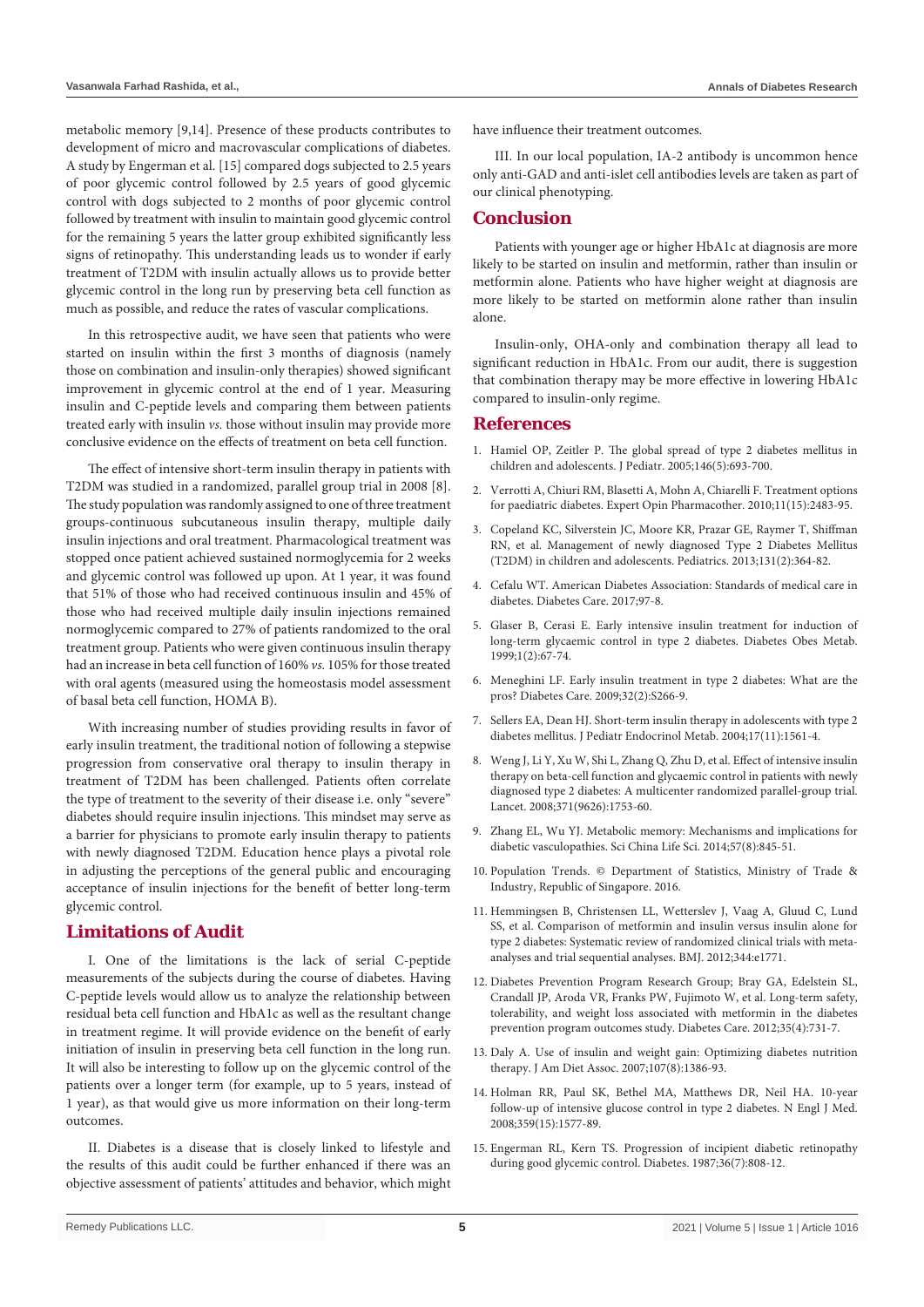metabolic memory [9,14]. Presence of these products contributes to development of micro and macrovascular complications of diabetes. A study by Engerman et al. [15] compared dogs subjected to 2.5 years of poor glycemic control followed by 2.5 years of good glycemic control with dogs subjected to 2 months of poor glycemic control followed by treatment with insulin to maintain good glycemic control for the remaining 5 years the latter group exhibited significantly less signs of retinopathy. This understanding leads us to wonder if early treatment of T2DM with insulin actually allows us to provide better glycemic control in the long run by preserving beta cell function as much as possible, and reduce the rates of vascular complications.

In this retrospective audit, we have seen that patients who were started on insulin within the first 3 months of diagnosis (namely those on combination and insulin-only therapies) showed significant improvement in glycemic control at the end of 1 year. Measuring insulin and C-peptide levels and comparing them between patients treated early with insulin *vs.* those without insulin may provide more conclusive evidence on the effects of treatment on beta cell function.

The effect of intensive short-term insulin therapy in patients with T2DM was studied in a randomized, parallel group trial in 2008 [8]. The study population was randomly assigned to one of three treatment groups-continuous subcutaneous insulin therapy, multiple daily insulin injections and oral treatment. Pharmacological treatment was stopped once patient achieved sustained normoglycemia for 2 weeks and glycemic control was followed up upon. At 1 year, it was found that 51% of those who had received continuous insulin and 45% of those who had received multiple daily insulin injections remained normoglycemic compared to 27% of patients randomized to the oral treatment group. Patients who were given continuous insulin therapy had an increase in beta cell function of 160% *vs.* 105% for those treated with oral agents (measured using the homeostasis model assessment of basal beta cell function, HOMA B).

With increasing number of studies providing results in favor of early insulin treatment, the traditional notion of following a stepwise progression from conservative oral therapy to insulin therapy in treatment of T2DM has been challenged. Patients often correlate the type of treatment to the severity of their disease i.e. only "severe" diabetes should require insulin injections. This mindset may serve as a barrier for physicians to promote early insulin therapy to patients with newly diagnosed T2DM. Education hence plays a pivotal role in adjusting the perceptions of the general public and encouraging acceptance of insulin injections for the benefit of better long-term glycemic control.

## Limitations of Audit

I. One of the limitations is the lack of serial C-peptide measurements of the subjects during the course of diabetes. Having C-peptide levels would allow us to analyze the relationship between residual beta cell function and HbA1c as well as the resultant change in treatment regime. It will provide evidence on the benefit of early initiation of insulin in preserving beta cell function in the long run. It will also be interesting to follow up on the glycemic control of the patients over a longer term (for example, up to 5 years, instead of 1 year), as that would give us more information on their long-term outcomes.

II. Diabetes is a disease that is closely linked to lifestyle and the results of this audit could be further enhanced if there was an objective assessment of patients' attitudes and behavior, which might have influence their treatment outcomes.

III. In our local population, IA-2 antibody is uncommon hence only anti-GAD and anti-islet cell antibodies levels are taken as part of our clinical phenotyping.

## Conclusion

Patients with younger age or higher HbA1c at diagnosis are more likely to be started on insulin and metformin, rather than insulin or metformin alone. Patients who have higher weight at diagnosis are more likely to be started on metformin alone rather than insulin alone.

Insulin-only, OHA-only and combination therapy all lead to significant reduction in HbA1c. From our audit, there is suggestion that combination therapy may be more effective in lowering HbA1c compared to insulin-only regime.

## References

1. Hamiel OP, Zeitler P. The global spread of type 2 diabetes mellitus in children and adolescents. J Pediatr. 2005;146(5):693-700.
2. Verrotti A, Chiuri RM, Blasetti A, Mohn A, Chiarelli F. Treatment options for paediatric diabetes. Expert Opin Pharmacother. 2010;11(15):2483-95.
3. Copeland KC, Silverstein JC, Moore KR, Prazar GE, Raymer T, Shiffman RN, et al. Management of newly diagnosed Type 2 Diabetes Mellitus (T2DM) in children and adolescents. Pediatrics. 2013;131(2):364-82.
4. Cefalu WT. American Diabetes Association: Standards of medical care in diabetes. Diabetes Care. 2017;97-8.
5. Glaser B, Cerasi E. Early intensive insulin treatment for induction of long-term glycaemic control in type 2 diabetes. Diabetes Obes Metab. 1999;1(2):67-74.
6. Meneghini LF. Early insulin treatment in type 2 diabetes: What are the pros? Diabetes Care. 2009;32(2):S266-9.
7. Sellers EA, Dean HJ. Short-term insulin therapy in adolescents with type 2 diabetes mellitus. J Pediatr Endocrinol Metab. 2004;17(11):1561-4.
8. Weng J, Li Y, Xu W, Shi L, Zhang Q, Zhu D, et al. Effect of intensive insulin therapy on beta-cell function and glycaemic control in patients with newly diagnosed type 2 diabetes: A multicenter randomized parallel-group trial. Lancet. 2008;371(9626):1753-60.
9. Zhang EL, Wu YJ. Metabolic memory: Mechanisms and implications for diabetic vasculopathies. Sci China Life Sci. 2014;57(8):845-51.
10. Population Trends. © Department of Statistics, Ministry of Trade & Industry, Republic of Singapore. 2016.
11. Hemmingsen B, Christensen LL, Wetterslev J, Vaag A, Gluud C, Lund SS, et al. Comparison of metformin and insulin versus insulin alone for type 2 diabetes: Systematic review of randomized clinical trials with meta-analyses and trial sequential analyses. BMJ. 2012;344:e1771.
12. Diabetes Prevention Program Research Group; Bray GA, Edelstein SL, Crandall JP, Aroda VR, Franks PW, Fujimoto W, et al. Long-term safety, tolerability, and weight loss associated with metformin in the diabetes prevention program outcomes study. Diabetes Care. 2012;35(4):731-7.
13. Daly A. Use of insulin and weight gain: Optimizing diabetes nutrition therapy. J Am Diet Assoc. 2007;107(8):1386-93.
14. Holman RR, Paul SK, Bethel MA, Matthews DR, Neil HA. 10-year follow-up of intensive glucose control in type 2 diabetes. N Engl J Med. 2008;359(15):1577-89.
15. Engerman RL, Kern TS. Progression of incipient diabetic retinopathy during good glycemic control. Diabetes. 1987;36(7):808-12.